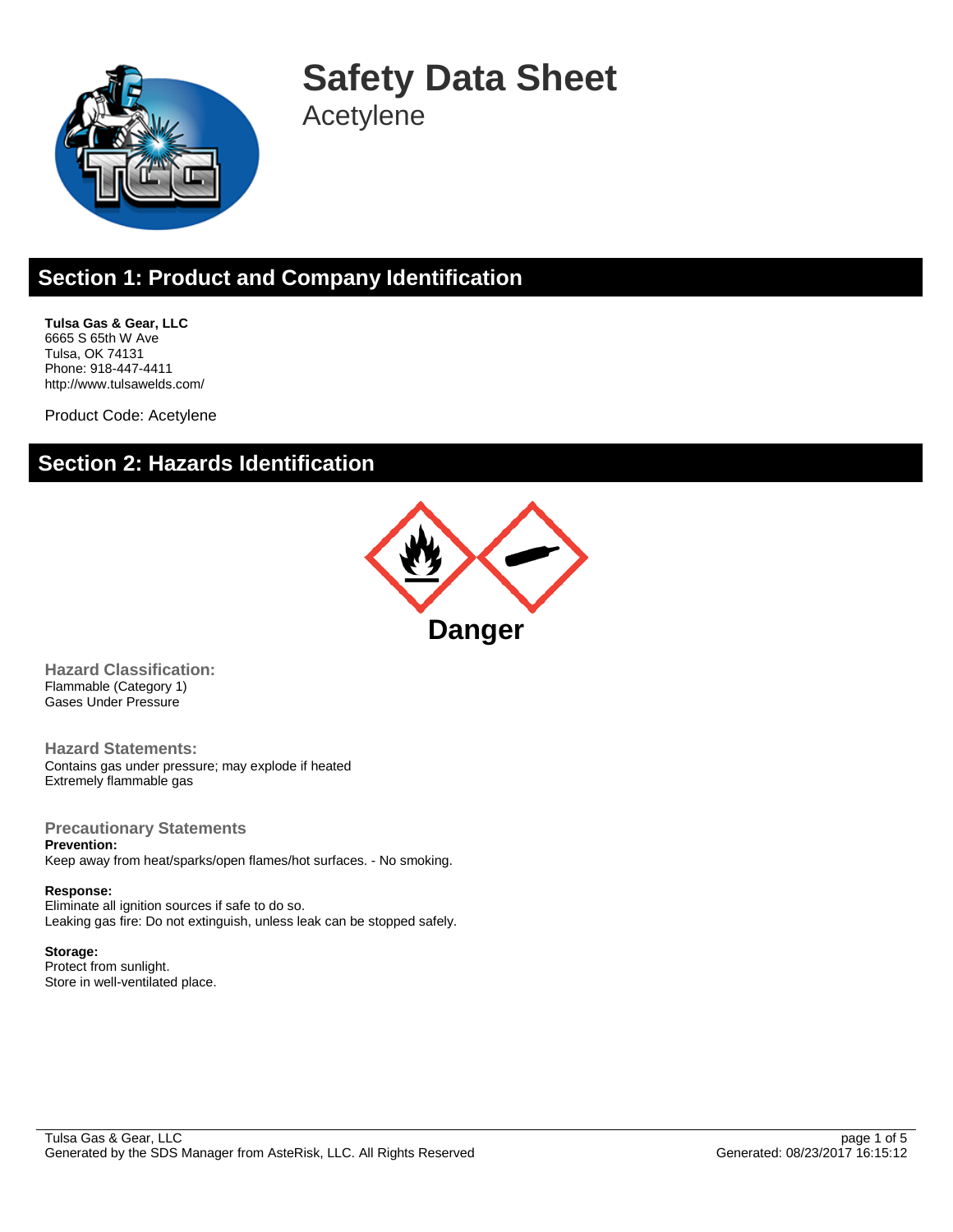# Safety Data Sheet

Acetylene

## Section 1: Product and Company Identification

**Tulsa Gas & Gear, LLC**
6665 S 65th W Ave
Tulsa, OK 74131
Phone: 918-447-4411
http://www.tulsawelds.com/

Product Code: Acetylene

## Section 2: Hazards Identification

**Danger**

### Hazard Classification:

Flammable (Category 1)
Gases Under Pressure

### Hazard Statements:

Contains gas under pressure; may explode if heated
Extremely flammable gas

### Precautionary Statements

**Prevention:**
Keep away from heat/sparks/open flames/hot surfaces. - No smoking.

**Response:**
Eliminate all ignition sources if safe to do so.
Leaking gas fire: Do not extinguish, unless leak can be stopped safely.

**Storage:**
Protect from sunlight.
Store in well-ventilated place.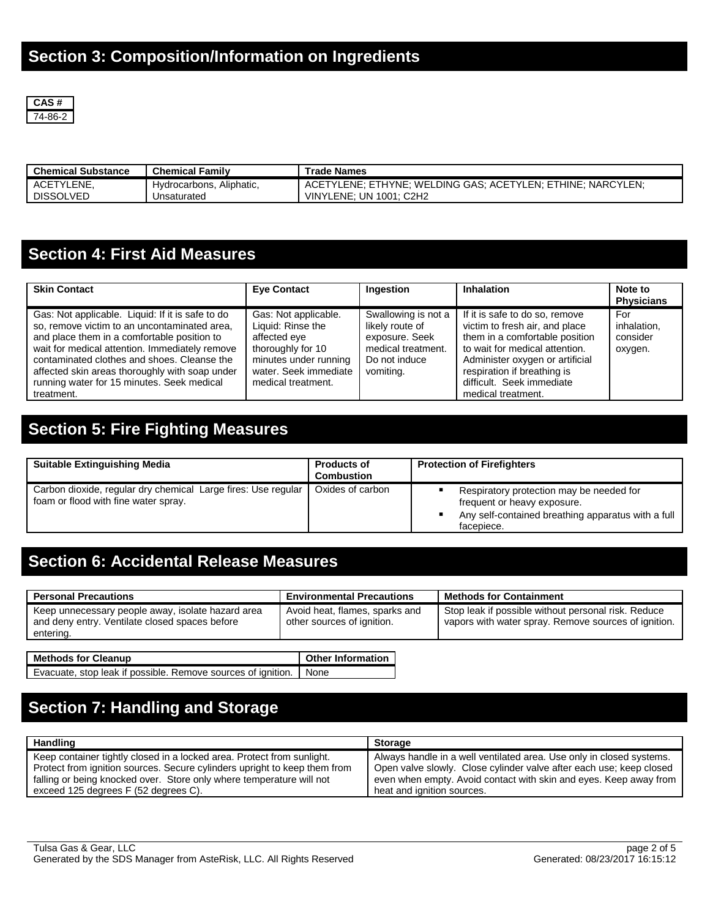## Section 3: Composition/Information on Ingredients

| CAS # |
|---|
| 74-86-2 |

| Chemical Substance | Chemical Family | Trade Names |
|---|---|---|
| ACETYLENE, DISSOLVED | Hydrocarbons, Aliphatic, Unsaturated | ACETYLENE; ETHYNE; WELDING GAS; ACETYLEN; ETHINE; NARCYLEN; VINYLENE; UN 1001; C2H2 |

## Section 4: First Aid Measures

| Skin Contact | Eye Contact | Ingestion | Inhalation | Note to Physicians |
|---|---|---|---|---|
| Gas: Not applicable. Liquid: If it is safe to do so, remove victim to an uncontaminated area, and place them in a comfortable position to wait for medical attention. Immediately remove contaminated clothes and shoes. Cleanse the affected skin areas thoroughly with soap under running water for 15 minutes. Seek medical treatment. | Gas: Not applicable. Liquid: Rinse the affected eye thoroughly for 10 minutes under running water. Seek immediate medical treatment. | Swallowing is not a likely route of exposure. Seek medical treatment. Do not induce vomiting. | If it is safe to do so, remove victim to fresh air, and place them in a comfortable position to wait for medical attention. Administer oxygen or artificial respiration if breathing is difficult. Seek immediate medical treatment. | For inhalation, consider oxygen. |

## Section 5: Fire Fighting Measures

| Suitable Extinguishing Media | Products of Combustion | Protection of Firefighters |
|---|---|---|
| Carbon dioxide, regular dry chemical Large fires: Use regular foam or flood with fine water spray. | Oxides of carbon | ▪ Respiratory protection may be needed for frequent or heavy exposure.<br>▪ Any self-contained breathing apparatus with a full facepiece. |

## Section 6: Accidental Release Measures

| Personal Precautions | Environmental Precautions | Methods for Containment |
|---|---|---|
| Keep unnecessary people away, isolate hazard area and deny entry. Ventilate closed spaces before entering. | Avoid heat, flames, sparks and other sources of ignition. | Stop leak if possible without personal risk. Reduce vapors with water spray. Remove sources of ignition. |

| Methods for Cleanup | Other Information |
|---|---|
| Evacuate, stop leak if possible. Remove sources of ignition. | None |

## Section 7: Handling and Storage

| Handling | Storage |
|---|---|
| Keep container tightly closed in a locked area. Protect from sunlight. Protect from ignition sources. Secure cylinders upright to keep them from falling or being knocked over. Store only where temperature will not exceed 125 degrees F (52 degrees C). | Always handle in a well ventilated area. Use only in closed systems. Open valve slowly. Close cylinder valve after each use; keep closed even when empty. Avoid contact with skin and eyes. Keep away from heat and ignition sources. |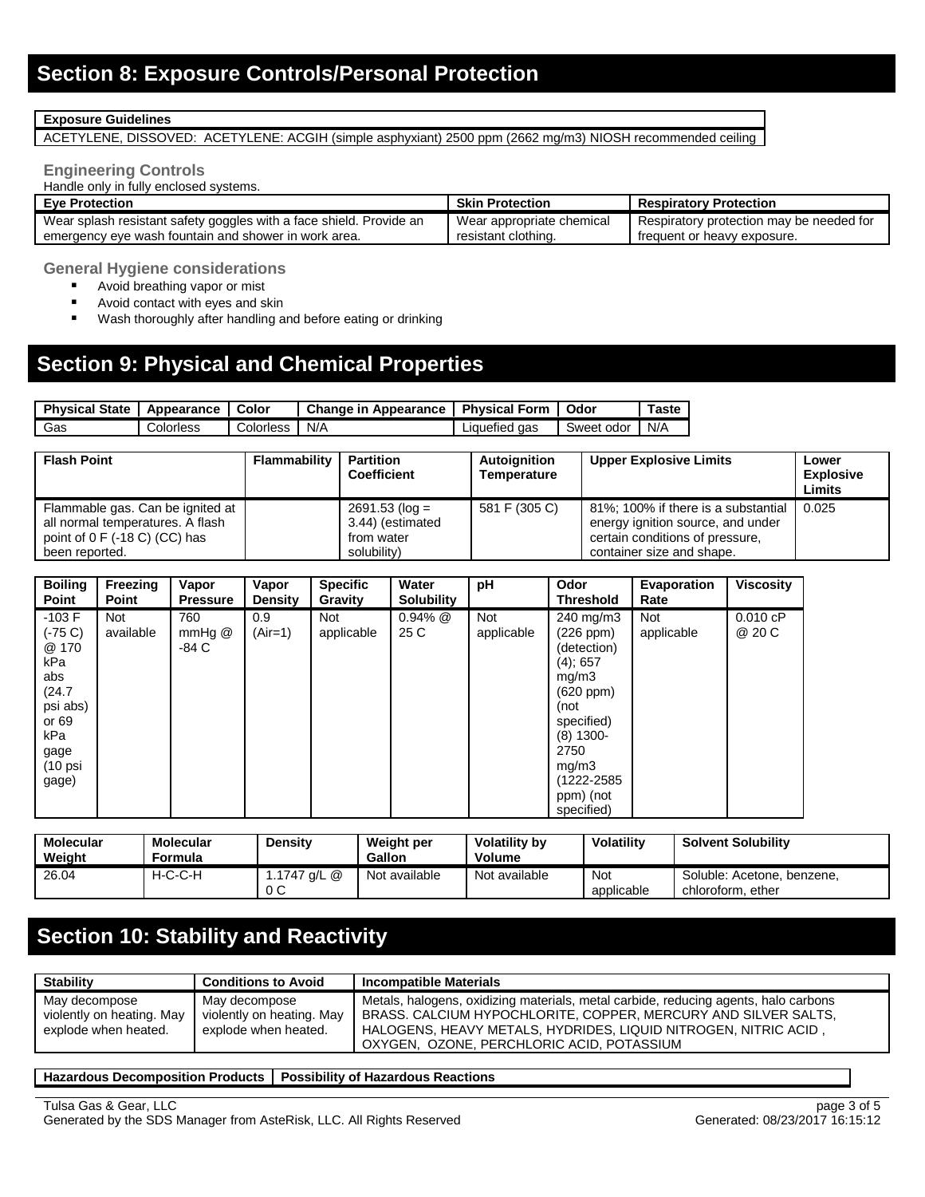## Section 8: Exposure Controls/Personal Protection

| Exposure Guidelines |
|---|
| ACETYLENE, DISSOVED: ACETYLENE: ACGIH (simple asphyxiant) 2500 ppm (2662 mg/m3) NIOSH recommended ceiling |

### Engineering Controls

Handle only in fully enclosed systems.

| Eye Protection | Skin Protection | Respiratory Protection |
|---|---|---|
| Wear splash resistant safety goggles with a face shield. Provide an emergency eye wash fountain and shower in work area. | Wear appropriate chemical resistant clothing. | Respiratory protection may be needed for frequent or heavy exposure. |

### General Hygiene considerations

- Avoid breathing vapor or mist
- Avoid contact with eyes and skin
- Wash thoroughly after handling and before eating or drinking

## Section 9: Physical and Chemical Properties

| Physical State | Appearance | Color | Change in Appearance | Physical Form | Odor | Taste |
|---|---|---|---|---|---|---|
| Gas | Colorless | Colorless | N/A | Liquefied gas | Sweet odor | N/A |

| Flash Point | Flammability | Partition Coefficient | Autoignition Temperature | Upper Explosive Limits | Lower Explosive Limits |
|---|---|---|---|---|---|
| Flammable gas. Can be ignited at all normal temperatures. A flash point of 0 F (-18 C) (CC) has been reported. | | 2691.53 (log = 3.44) (estimated from water solubility) | 581 F (305 C) | 81%; 100% if there is a substantial energy ignition source, and under certain conditions of pressure, container size and shape. | 0.025 |

| Boiling Point | Freezing Point | Vapor Pressure | Vapor Density | Specific Gravity | Water Solubility | pH | Odor Threshold | Evaporation Rate | Viscosity |
|---|---|---|---|---|---|---|---|---|---|
| -103 F (-75 C) @ 170 kPa abs (24.7 psi abs) or 69 kPa gage (10 psi gage) | Not available | 760 mmHg @ -84 C | 0.9 (Air=1) | Not applicable | 0.94% @ 25 C | Not applicable | 240 mg/m3 (226 ppm) (detection) (4); 657 mg/m3 (620 ppm) (not specified) (8) 1300-2750 mg/m3 (1222-2585 ppm) (not specified) | Not applicable | 0.010 cP @ 20 C |

| Molecular Weight | Molecular Formula | Density | Weight per Gallon | Volatility by Volume | Volatility | Solvent Solubility |
|---|---|---|---|---|---|---|
| 26.04 | H-C-C-H | 1.1747 g/L @ 0 C | Not available | Not available | Not applicable | Soluble: Acetone, benzene, chloroform, ether |

## Section 10: Stability and Reactivity

| Stability | Conditions to Avoid | Incompatible Materials |
|---|---|---|
| May decompose violently on heating. May explode when heated. | May decompose violently on heating. May explode when heated. | Metals, halogens, oxidizing materials, metal carbide, reducing agents, halo carbons BRASS. CALCIUM HYPOCHLORITE, COPPER, MERCURY AND SILVER SALTS, HALOGENS, HEAVY METALS, HYDRIDES, LIQUID NITROGEN, NITRIC ACID , OXYGEN, OZONE, PERCHLORIC ACID, POTASSIUM |

| Hazardous Decomposition Products | Possibility of Hazardous Reactions |
|---|---|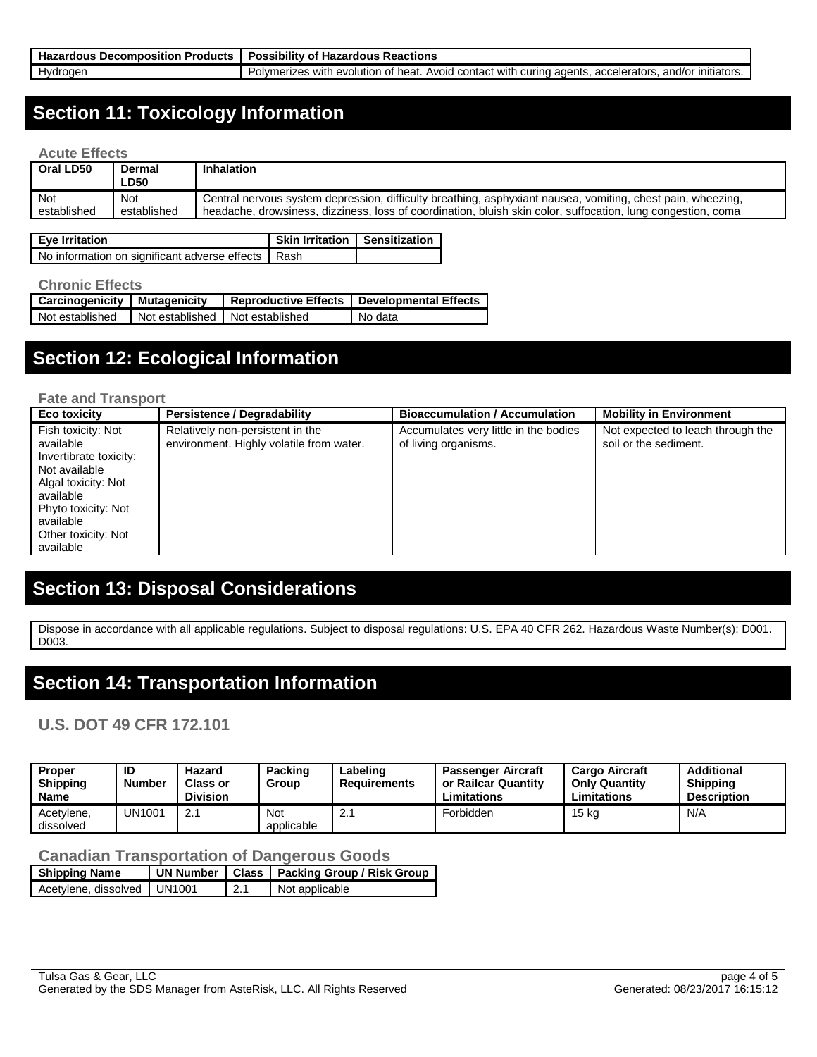| Hazardous Decomposition Products | Possibility of Hazardous Reactions |
|---|---|
| Hydrogen | Polymerizes with evolution of heat. Avoid contact with curing agents, accelerators, and/or initiators. |

## Section 11: Toxicology Information

### Acute Effects

| Oral LD50 | Dermal LD50 | Inhalation |
|---|---|---|
| Not established | Not established | Central nervous system depression, difficulty breathing, asphyxiant nausea, vomiting, chest pain, wheezing, headache, drowsiness, dizziness, loss of coordination, bluish skin color, suffocation, lung congestion, coma |

| Eye Irritation | Skin Irritation | Sensitization |
|---|---|---|
| No information on significant adverse effects | Rash | |

### Chronic Effects

| Carcinogenicity | Mutagenicity | Reproductive Effects | Developmental Effects |
|---|---|---|---|
| Not established | Not established | Not established | No data |

## Section 12: Ecological Information

### Fate and Transport

| Eco toxicity | Persistence / Degradability | Bioaccumulation / Accumulation | Mobility in Environment |
|---|---|---|---|
| Fish toxicity: Not available<br>Invertibrate toxicity: Not available<br>Algal toxicity: Not available<br>Phyto toxicity: Not available<br>Other toxicity: Not available | Relatively non-persistent in the environment. Highly volatile from water. | Accumulates very little in the bodies of living organisms. | Not expected to leach through the soil or the sediment. |

## Section 13: Disposal Considerations

Dispose in accordance with all applicable regulations. Subject to disposal regulations: U.S. EPA 40 CFR 262. Hazardous Waste Number(s): D001. D003.

## Section 14: Transportation Information

### U.S. DOT 49 CFR 172.101

| Proper Shipping Name | ID Number | Hazard Class or Division | Packing Group | Labeling Requirements | Passenger Aircraft or Railcar Quantity Limitations | Cargo Aircraft Only Quantity Limitations | Additional Shipping Description |
|---|---|---|---|---|---|---|---|
| Acetylene, dissolved | UN1001 | 2.1 | Not applicable | 2.1 | Forbidden | 15 kg | N/A |

### Canadian Transportation of Dangerous Goods

| Shipping Name | UN Number | Class | Packing Group / Risk Group |
|---|---|---|---|
| Acetylene, dissolved | UN1001 | 2.1 | Not applicable |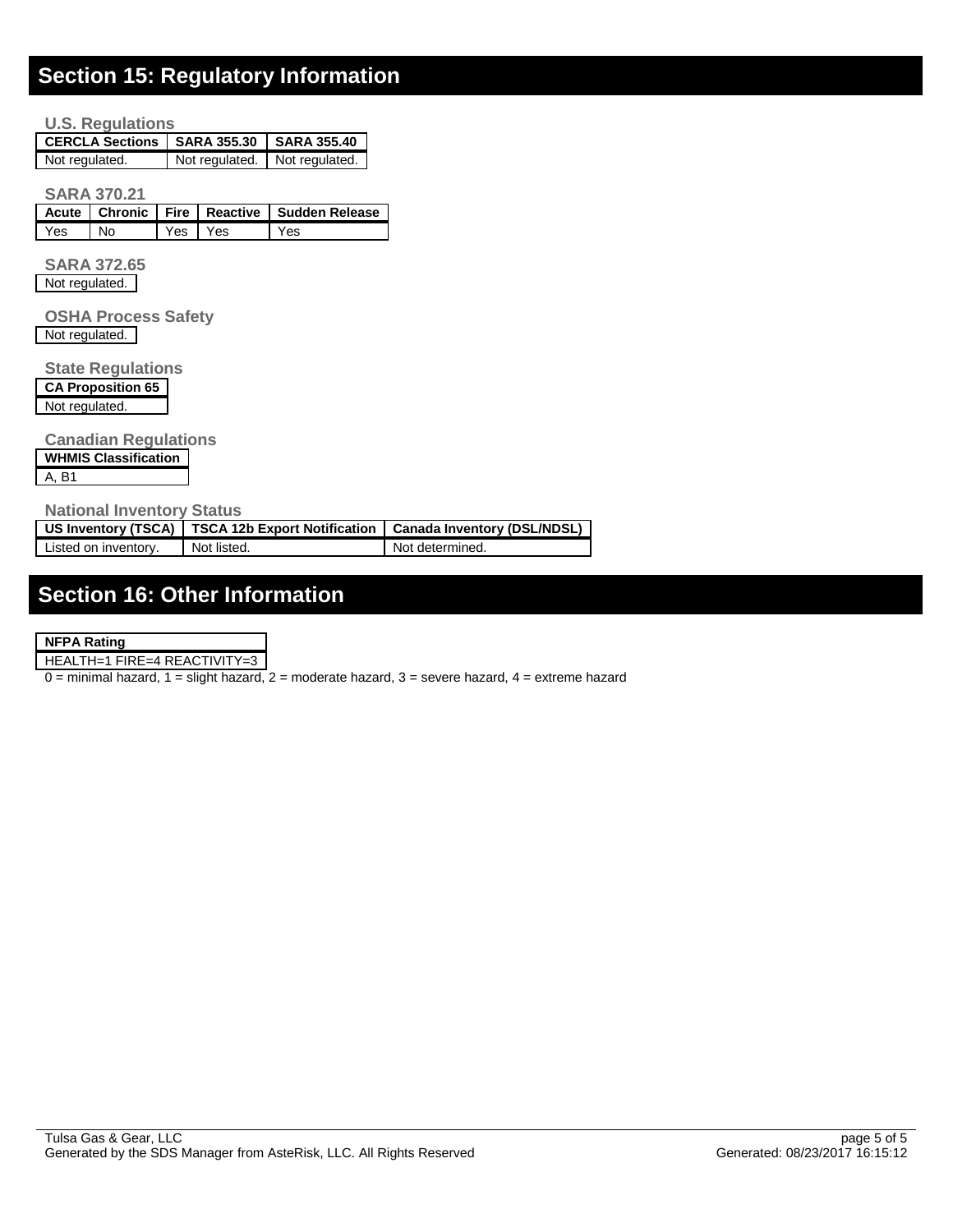# Section 15: Regulatory Information

### U.S. Regulations

| CERCLA Sections | SARA 355.30 | SARA 355.40 |
| --- | --- | --- |
| Not regulated. | Not regulated. | Not regulated. |

### SARA 370.21

| Acute | Chronic | Fire | Reactive | Sudden Release |
| --- | --- | --- | --- | --- |
| Yes | No | Yes | Yes | Yes |

### SARA 372.65

| |
| --- |
| Not regulated. |

### OSHA Process Safety

| |
| --- |
| Not regulated. |

### State Regulations

| CA Proposition 65 |
| --- |
| Not regulated. |

### Canadian Regulations

| WHMIS Classification |
| --- |
| A, B1 |

### National Inventory Status

| US Inventory (TSCA) | TSCA 12b Export Notification | Canada Inventory (DSL/NDSL) |
| --- | --- | --- |
| Listed on inventory. | Not listed. | Not determined. |

# Section 16: Other Information

| NFPA Rating |
| --- |
| HEALTH=1 FIRE=4 REACTIVITY=3 |

0 = minimal hazard, 1 = slight hazard, 2 = moderate hazard, 3 = severe hazard, 4 = extreme hazard

Tulsa Gas & Gear, LLC
Generated by the SDS Manager from AsteRisk, LLC. All Rights Reserved
Generated: 08/23/2017 16:15:12